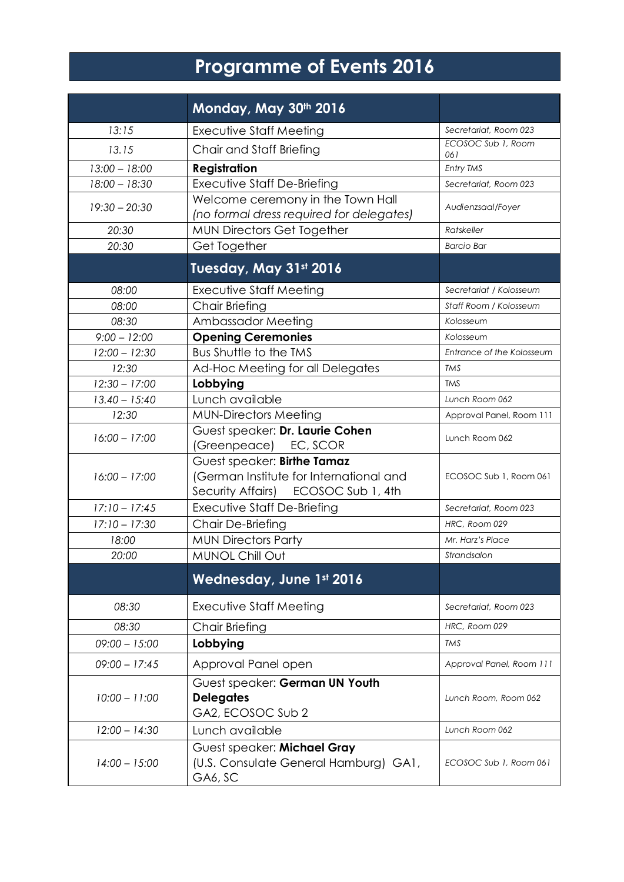# Programme of Events 2016

| | **Monday, May 30th 2016** | |
|---|---|---|
| *13:15* | Executive Staff Meeting | *Secretariat, Room 023* |
| *13.15* | Chair and Staff Briefing | *ECOSOC Sub 1, Room 061* |
| *13:00 – 18:00* | **Registration** | *Entry TMS* |
| *18:00 – 18:30* | Executive Staff De-Briefing | *Secretariat, Room 023* |
| *19:30 – 20:30* | Welcome ceremony in the Town Hall *(no formal dress required for delegates)* | *Audienzsaal/Foyer* |
| *20:30* | MUN Directors Get Together | *Ratskeller* |
| *20:30* | Get Together | *Barcio Bar* |
| | **Tuesday, May 31st 2016** | |
| *08:00* | Executive Staff Meeting | *Secretariat / Kolosseum* |
| *08:00* | Chair Briefing | *Staff Room / Kolosseum* |
| *08:30* | Ambassador Meeting | *Kolosseum* |
| *9:00 – 12:00* | **Opening Ceremonies** | *Kolosseum* |
| *12:00 – 12:30* | Bus Shuttle to the TMS | *Entrance of the Kolosseum* |
| *12:30* | Ad-Hoc Meeting for all Delegates | *TMS* |
| *12:30 – 17:00* | **Lobbying** | *TMS* |
| *13.40 – 15:40* | Lunch available | *Lunch Room 062* |
| *12:30* | MUN-Directors Meeting | Approval Panel, Room 111 |
| *16:00 – 17:00* | Guest speaker: **Dr. Laurie Cohen** (Greenpeace) EC, SCOR | Lunch Room 062 |
| *16:00 – 17:00* | Guest speaker: **Birthe Tamaz** (German Institute for International and Security Affairs) ECOSOC Sub 1, 4th | ECOSOC Sub 1, Room 061 |
| *17:10 – 17:45* | Executive Staff De-Briefing | *Secretariat, Room 023* |
| *17:10 – 17:30* | Chair De-Briefing | *HRC, Room 029* |
| *18:00* | MUN Directors Party | *Mr. Harz's Place* |
| *20:00* | MUNOL Chill Out | *Strandsalon* |
| | **Wednesday, June 1st 2016** | |
| *08:30* | Executive Staff Meeting | *Secretariat, Room 023* |
| *08:30* | Chair Briefing | *HRC, Room 029* |
| *09:00 – 15:00* | **Lobbying** | *TMS* |
| *09:00 – 17:45* | Approval Panel open | *Approval Panel, Room 111* |
| *10:00 – 11:00* | Guest speaker: **German UN Youth Delegates** GA2, ECOSOC Sub 2 | *Lunch Room, Room 062* |
| *12:00 – 14:30* | Lunch available | *Lunch Room 062* |
| *14:00 – 15:00* | Guest speaker: **Michael Gray** (U.S. Consulate General Hamburg) GA1, GA6, SC | *ECOSOC Sub 1, Room 061* |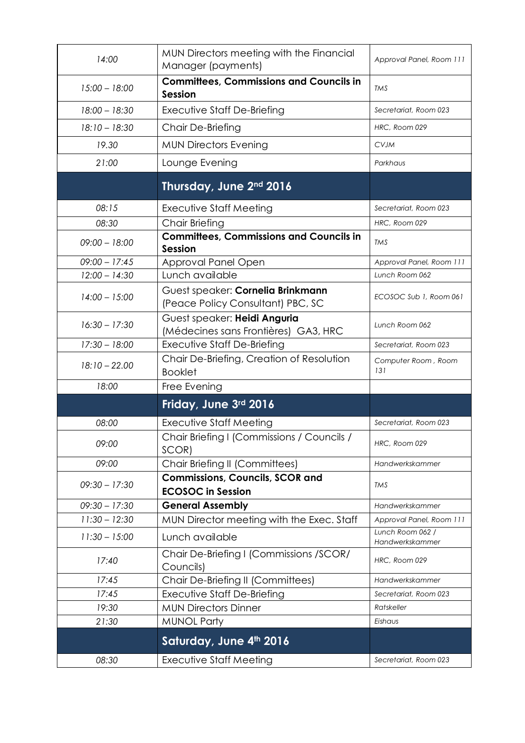| | | |
|---|---|---|
| *14:00* | MUN Directors meeting with the Financial Manager (payments) | *Approval Panel, Room 111* |
| *15:00 – 18:00* | **Committees, Commissions and Councils in Session** | *TMS* |
| *18:00 – 18:30* | Executive Staff De-Briefing | *Secretariat, Room 023* |
| *18:10 – 18:30* | Chair De-Briefing | *HRC, Room 029* |
| *19.30* | MUN Directors Evening | *CVJM* |
| *21:00* | Lounge Evening | *Parkhaus* |
| | **Thursday, June 2nd 2016** | |
| *08:15* | Executive Staff Meeting | *Secretariat, Room 023* |
| *08:30* | Chair Briefing | *HRC, Room 029* |
| *09:00 – 18:00* | **Committees, Commissions and Councils in Session** | *TMS* |
| *09:00 – 17:45* | Approval Panel Open | *Approval Panel, Room 111* |
| *12:00 – 14:30* | Lunch available | *Lunch Room 062* |
| *14:00 – 15:00* | Guest speaker: **Cornelia Brinkmann** (Peace Policy Consultant) PBC, SC | *ECOSOC Sub 1, Room 061* |
| *16:30 – 17:30* | Guest speaker: **Heidi Anguria** (Médecines sans Frontières) GA3, HRC | *Lunch Room 062* |
| *17:30 – 18:00* | Executive Staff De-Briefing | *Secretariat, Room 023* |
| *18:10 – 22.00* | Chair De-Briefing, Creation of Resolution Booklet | *Computer Room , Room 131* |
| *18:00* | Free Evening | |
| | **Friday, June 3rd 2016** | |
| *08:00* | Executive Staff Meeting | *Secretariat, Room 023* |
| *09:00* | Chair Briefing I (Commissions / Councils / SCOR) | *HRC, Room 029* |
| *09:00* | Chair Briefing II (Committees) | *Handwerkskammer* |
| *09:30 – 17:30* | **Commissions, Councils, SCOR and ECOSOC in Session** | *TMS* |
| *09:30 – 17:30* | **General Assembly** | *Handwerkskammer* |
| *11:30 – 12:30* | MUN Director meeting with the Exec. Staff | *Approval Panel, Room 111* |
| *11:30 – 15:00* | Lunch available | *Lunch Room 062 / Handwerkskammer* |
| *17:40* | Chair De-Briefing I (Commissions /SCOR/ Councils) | *HRC, Room 029* |
| *17:45* | Chair De-Briefing II (Committees) | *Handwerkskammer* |
| *17:45* | Executive Staff De-Briefing | *Secretariat, Room 023* |
| *19:30* | MUN Directors Dinner | *Ratskeller* |
| *21:30* | MUNOL Party | *Eishaus* |
| | **Saturday, June 4th 2016** | |
| *08:30* | Executive Staff Meeting | *Secretariat, Room 023* |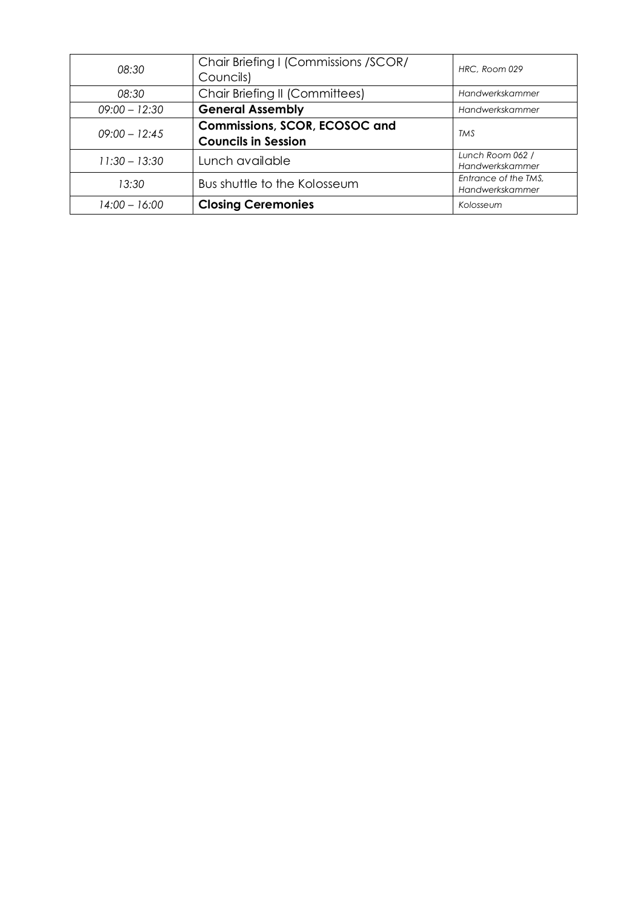| | | |
|---|---|---|
| *08:30* | Chair Briefing I (Commissions /SCOR/ Councils) | *HRC, Room 029* |
| *08:30* | Chair Briefing II (Committees) | *Handwerkskammer* |
| *09:00 – 12:30* | **General Assembly** | *Handwerkskammer* |
| *09:00 – 12:45* | **Commissions, SCOR, ECOSOC and Councils in Session** | *TMS* |
| *11:30 – 13:30* | Lunch available | *Lunch Room 062 / Handwerkskammer* |
| *13:30* | Bus shuttle to the Kolosseum | *Entrance of the TMS, Handwerkskammer* |
| *14:00 – 16:00* | **Closing Ceremonies** | *Kolosseum* |